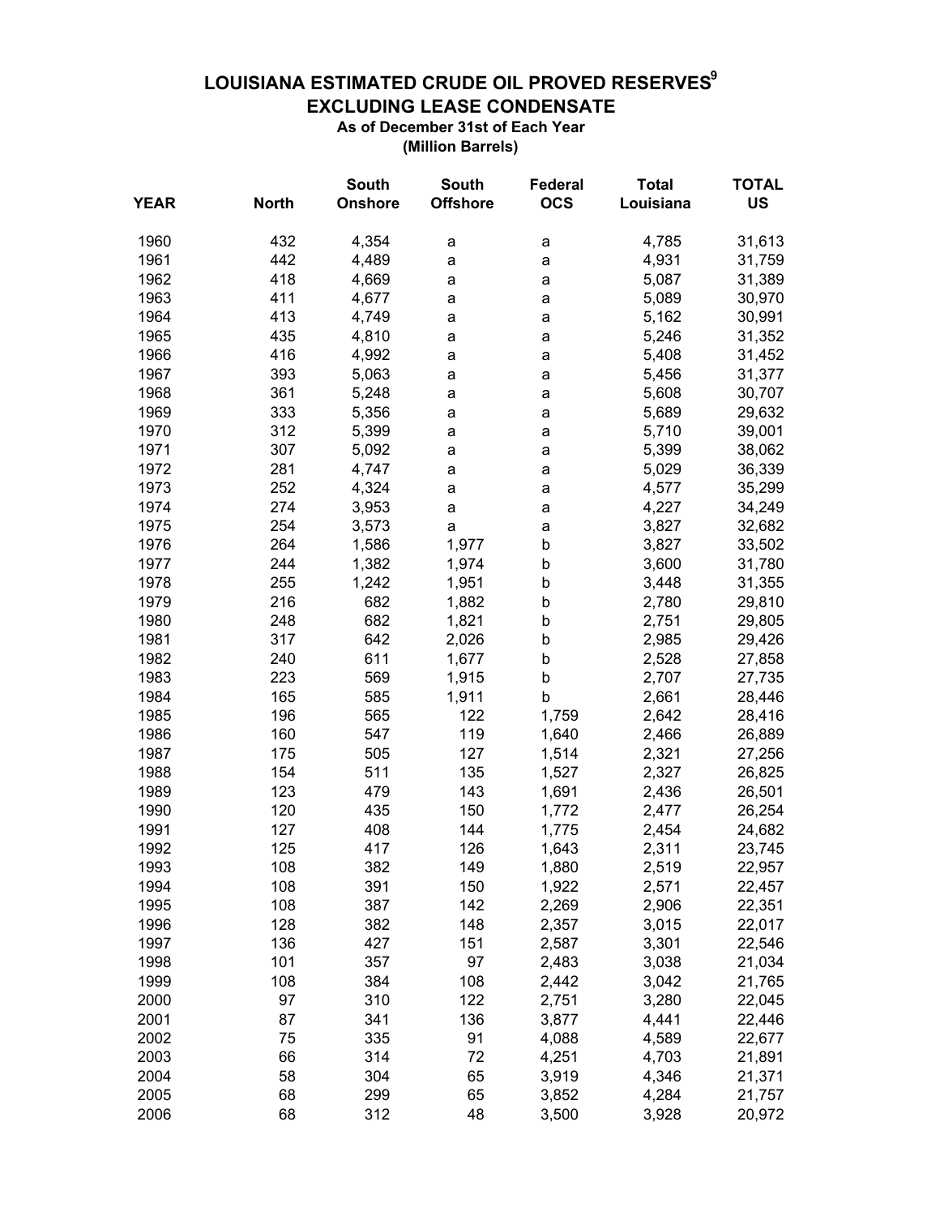# LOUISIANA ESTIMATED CRUDE OIL PROVED RESERVES[9]

## EXCLUDING LEASE CONDENSATE

**As of December 31st of Each Year**

**(Million Barrels)**

| YEAR | North | South Onshore | South Offshore | Federal OCS | Total Louisiana | TOTAL US |
|---|---|---|---|---|---|---|
| 1960 | 432 | 4,354 | a | a | 4,785 | 31,613 |
| 1961 | 442 | 4,489 | a | a | 4,931 | 31,759 |
| 1962 | 418 | 4,669 | a | a | 5,087 | 31,389 |
| 1963 | 411 | 4,677 | a | a | 5,089 | 30,970 |
| 1964 | 413 | 4,749 | a | a | 5,162 | 30,991 |
| 1965 | 435 | 4,810 | a | a | 5,246 | 31,352 |
| 1966 | 416 | 4,992 | a | a | 5,408 | 31,452 |
| 1967 | 393 | 5,063 | a | a | 5,456 | 31,377 |
| 1968 | 361 | 5,248 | a | a | 5,608 | 30,707 |
| 1969 | 333 | 5,356 | a | a | 5,689 | 29,632 |
| 1970 | 312 | 5,399 | a | a | 5,710 | 39,001 |
| 1971 | 307 | 5,092 | a | a | 5,399 | 38,062 |
| 1972 | 281 | 4,747 | a | a | 5,029 | 36,339 |
| 1973 | 252 | 4,324 | a | a | 4,577 | 35,299 |
| 1974 | 274 | 3,953 | a | a | 4,227 | 34,249 |
| 1975 | 254 | 3,573 | a | a | 3,827 | 32,682 |
| 1976 | 264 | 1,586 | 1,977 | b | 3,827 | 33,502 |
| 1977 | 244 | 1,382 | 1,974 | b | 3,600 | 31,780 |
| 1978 | 255 | 1,242 | 1,951 | b | 3,448 | 31,355 |
| 1979 | 216 | 682 | 1,882 | b | 2,780 | 29,810 |
| 1980 | 248 | 682 | 1,821 | b | 2,751 | 29,805 |
| 1981 | 317 | 642 | 2,026 | b | 2,985 | 29,426 |
| 1982 | 240 | 611 | 1,677 | b | 2,528 | 27,858 |
| 1983 | 223 | 569 | 1,915 | b | 2,707 | 27,735 |
| 1984 | 165 | 585 | 1,911 | b | 2,661 | 28,446 |
| 1985 | 196 | 565 | 122 | 1,759 | 2,642 | 28,416 |
| 1986 | 160 | 547 | 119 | 1,640 | 2,466 | 26,889 |
| 1987 | 175 | 505 | 127 | 1,514 | 2,321 | 27,256 |
| 1988 | 154 | 511 | 135 | 1,527 | 2,327 | 26,825 |
| 1989 | 123 | 479 | 143 | 1,691 | 2,436 | 26,501 |
| 1990 | 120 | 435 | 150 | 1,772 | 2,477 | 26,254 |
| 1991 | 127 | 408 | 144 | 1,775 | 2,454 | 24,682 |
| 1992 | 125 | 417 | 126 | 1,643 | 2,311 | 23,745 |
| 1993 | 108 | 382 | 149 | 1,880 | 2,519 | 22,957 |
| 1994 | 108 | 391 | 150 | 1,922 | 2,571 | 22,457 |
| 1995 | 108 | 387 | 142 | 2,269 | 2,906 | 22,351 |
| 1996 | 128 | 382 | 148 | 2,357 | 3,015 | 22,017 |
| 1997 | 136 | 427 | 151 | 2,587 | 3,301 | 22,546 |
| 1998 | 101 | 357 | 97 | 2,483 | 3,038 | 21,034 |
| 1999 | 108 | 384 | 108 | 2,442 | 3,042 | 21,765 |
| 2000 | 97 | 310 | 122 | 2,751 | 3,280 | 22,045 |
| 2001 | 87 | 341 | 136 | 3,877 | 4,441 | 22,446 |
| 2002 | 75 | 335 | 91 | 4,088 | 4,589 | 22,677 |
| 2003 | 66 | 314 | 72 | 4,251 | 4,703 | 21,891 |
| 2004 | 58 | 304 | 65 | 3,919 | 4,346 | 21,371 |
| 2005 | 68 | 299 | 65 | 3,852 | 4,284 | 21,757 |
| 2006 | 68 | 312 | 48 | 3,500 | 3,928 | 20,972 |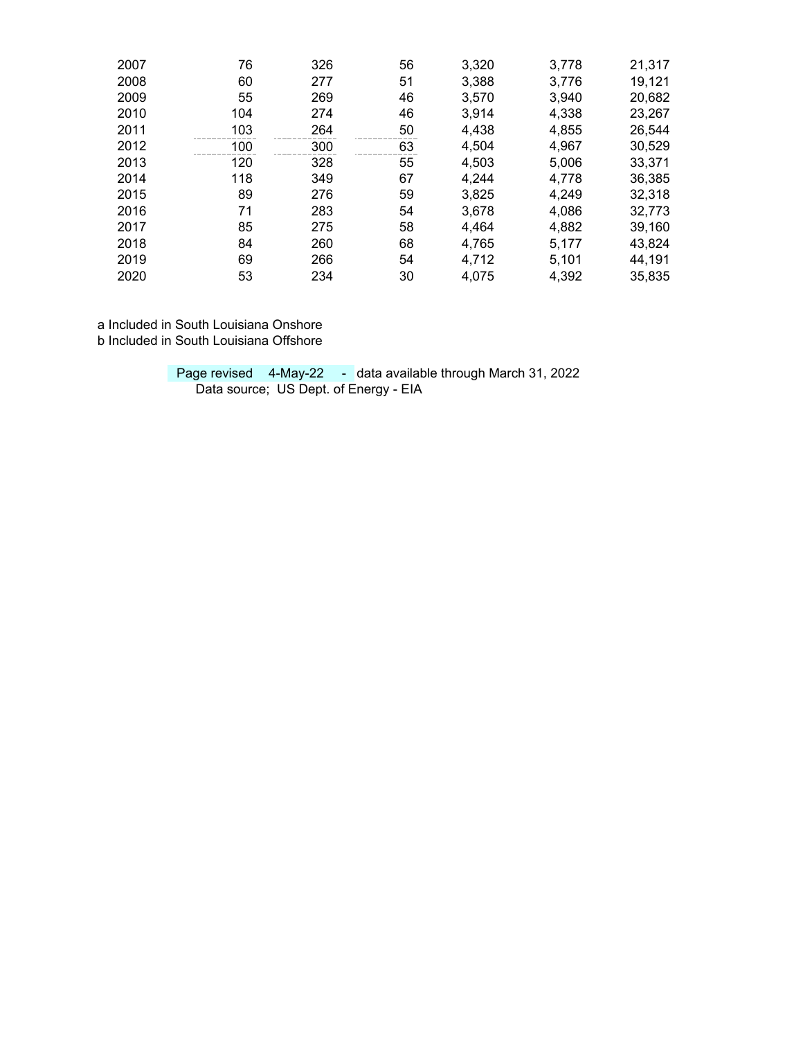| | | | | | | |
|---|---|---|---|---|---|---|
| 2007 | 76 | 326 | 56 | 3,320 | 3,778 | 21,317 |
| 2008 | 60 | 277 | 51 | 3,388 | 3,776 | 19,121 |
| 2009 | 55 | 269 | 46 | 3,570 | 3,940 | 20,682 |
| 2010 | 104 | 274 | 46 | 3,914 | 4,338 | 23,267 |
| 2011 | 103 | 264 | 50 | 4,438 | 4,855 | 26,544 |
| 2012 | 100 | 300 | 63 | 4,504 | 4,967 | 30,529 |
| 2013 | 120 | 328 | 55 | 4,503 | 5,006 | 33,371 |
| 2014 | 118 | 349 | 67 | 4,244 | 4,778 | 36,385 |
| 2015 | 89 | 276 | 59 | 3,825 | 4,249 | 32,318 |
| 2016 | 71 | 283 | 54 | 3,678 | 4,086 | 32,773 |
| 2017 | 85 | 275 | 58 | 4,464 | 4,882 | 39,160 |
| 2018 | 84 | 260 | 68 | 4,765 | 5,177 | 43,824 |
| 2019 | 69 | 266 | 54 | 4,712 | 5,101 | 44,191 |
| 2020 | 53 | 234 | 30 | 4,075 | 4,392 | 35,835 |

a Included in South Louisiana Onshore
b Included in South Louisiana Offshore

Page revised 4-May-22 - data available through March 31, 2022
Data source; US Dept. of Energy - EIA